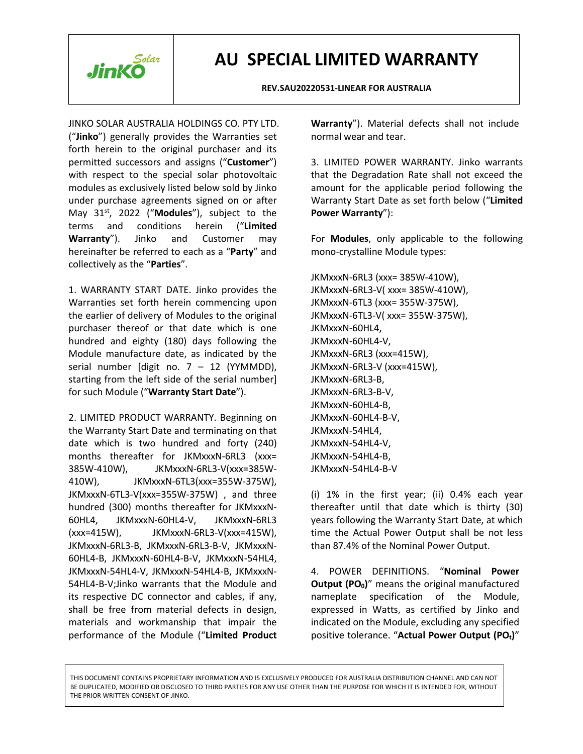# AU SPECIAL LIMITED WARRANTY

**REV.SAU20220531-LINEAR FOR AUSTRALIA**

JINKO SOLAR AUSTRALIA HOLDINGS CO. PTY LTD. ("**Jinko**") generally provides the Warranties set forth herein to the original purchaser and its permitted successors and assigns ("**Customer**") with respect to the special solar photovoltaic modules as exclusively listed below sold by Jinko under purchase agreements signed on or after May 31st, 2022 ("**Modules**"), subject to the terms and conditions herein ("**Limited Warranty**"). Jinko and Customer may hereinafter be referred to each as a "**Party**" and collectively as the "**Parties**".

1. WARRANTY START DATE. Jinko provides the Warranties set forth herein commencing upon the earlier of delivery of Modules to the original purchaser thereof or that date which is one hundred and eighty (180) days following the Module manufacture date, as indicated by the serial number [digit no. 7 – 12 (YYMMDD), starting from the left side of the serial number] for such Module ("**Warranty Start Date**").

2. LIMITED PRODUCT WARRANTY. Beginning on the Warranty Start Date and terminating on that date which is two hundred and forty (240) months thereafter for JKMxxxN-6RL3 (xxx= 385W-410W), JKMxxxN-6RL3-V(xxx=385W-410W), JKMxxxN-6TL3(xxx=355W-375W), JKMxxxN-6TL3-V(xxx=355W-375W) , and three hundred (300) months thereafter for JKMxxxN-60HL4, JKMxxxN-60HL4-V, JKMxxxN-6RL3 (xxx=415W), JKMxxxN-6RL3-V(xxx=415W), JKMxxxN-6RL3-B, JKMxxxN-6RL3-B-V, JKMxxxN-60HL4-B, JKMxxxN-60HL4-B-V, JKMxxxN-54HL4, JKMxxxN-54HL4-V, JKMxxxN-54HL4-B, JKMxxxN-54HL4-B-V;Jinko warrants that the Module and its respective DC connector and cables, if any, shall be free from material defects in design, materials and workmanship that impair the performance of the Module ("**Limited Product Warranty**"). Material defects shall not include normal wear and tear.

3. LIMITED POWER WARRANTY. Jinko warrants that the Degradation Rate shall not exceed the amount for the applicable period following the Warranty Start Date as set forth below ("**Limited Power Warranty**"):

For **Modules**, only applicable to the following mono-crystalline Module types:

JKMxxxN-6RL3 (xxx= 385W-410W),
JKMxxxN-6RL3-V( xxx= 385W-410W),
JKMxxxN-6TL3 (xxx= 355W-375W),
JKMxxxN-6TL3-V( xxx= 355W-375W),
JKMxxxN-60HL4,
JKMxxxN-60HL4-V,
JKMxxxN-6RL3 (xxx=415W),
JKMxxxN-6RL3-V (xxx=415W),
JKMxxxN-6RL3-B,
JKMxxxN-6RL3-B-V,
JKMxxxN-60HL4-B,
JKMxxxN-60HL4-B-V,
JKMxxxN-54HL4,
JKMxxxN-54HL4-V,
JKMxxxN-54HL4-B,
JKMxxxN-54HL4-B-V

(i) 1% in the first year; (ii) 0.4% each year thereafter until that date which is thirty (30) years following the Warranty Start Date, at which time the Actual Power Output shall be not less than 87.4% of the Nominal Power Output.

4. POWER DEFINITIONS. "**Nominal Power Output ($PO_0$)**" means the original manufactured nameplate specification of the Module, expressed in Watts, as certified by Jinko and indicated on the Module, excluding any specified positive tolerance. "**Actual Power Output ($PO_t$)**"

THIS DOCUMENT CONTAINS PROPRIETARY INFORMATION AND IS EXCLUSIVELY PRODUCED FOR AUSTRALIA DISTRIBUTION CHANNEL AND CAN NOT BE DUPLICATED, MODIFIED OR DISCLOSED TO THIRD PARTIES FOR ANY USE OTHER THAN THE PURPOSE FOR WHICH IT IS INTENDED FOR, WITHOUT THE PRIOR WRITTEN CONSENT OF JINKO.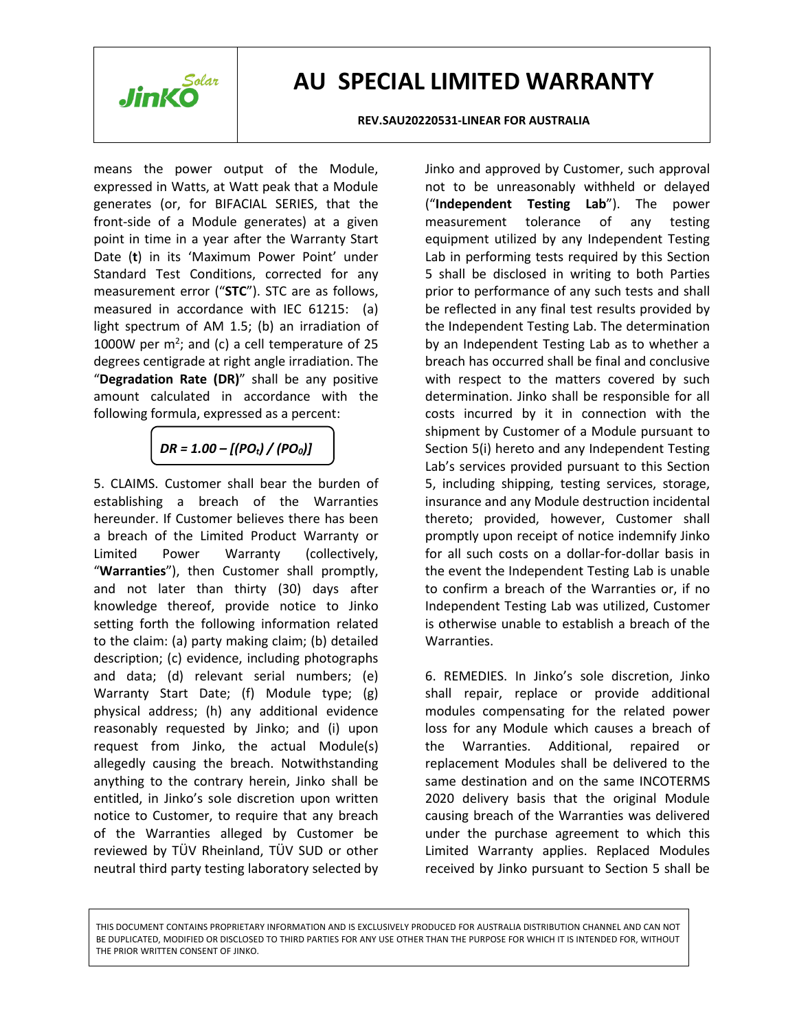means the power output of the Module, expressed in Watts, at Watt peak that a Module generates (or, for BIFACIAL SERIES, that the front-side of a Module generates) at a given point in time in a year after the Warranty Start Date (**t**) in its 'Maximum Power Point' under Standard Test Conditions, corrected for any measurement error ("**STC**"). STC are as follows, measured in accordance with IEC 61215: (a) light spectrum of AM 1.5; (b) an irradiation of 1000W per $m^2$; and (c) a cell temperature of 25 degrees centigrade at right angle irradiation. The "**Degradation Rate (DR)**" shall be any positive amount calculated in accordance with the following formula, expressed as a percent:

$$DR = 1.00 - [(PO_t) / (PO_0)]$$

5. CLAIMS. Customer shall bear the burden of establishing a breach of the Warranties hereunder. If Customer believes there has been a breach of the Limited Product Warranty or Limited Power Warranty (collectively, "**Warranties**"), then Customer shall promptly, and not later than thirty (30) days after knowledge thereof, provide notice to Jinko setting forth the following information related to the claim: (a) party making claim; (b) detailed description; (c) evidence, including photographs and data; (d) relevant serial numbers; (e) Warranty Start Date; (f) Module type; (g) physical address; (h) any additional evidence reasonably requested by Jinko; and (i) upon request from Jinko, the actual Module(s) allegedly causing the breach. Notwithstanding anything to the contrary herein, Jinko shall be entitled, in Jinko's sole discretion upon written notice to Customer, to require that any breach of the Warranties alleged by Customer be reviewed by TÜV Rheinland, TÜV SUD or other neutral third party testing laboratory selected by Jinko and approved by Customer, such approval not to be unreasonably withheld or delayed ("**Independent Testing Lab**"). The power measurement tolerance of any testing equipment utilized by any Independent Testing Lab in performing tests required by this Section 5 shall be disclosed in writing to both Parties prior to performance of any such tests and shall be reflected in any final test results provided by the Independent Testing Lab. The determination by an Independent Testing Lab as to whether a breach has occurred shall be final and conclusive with respect to the matters covered by such determination. Jinko shall be responsible for all costs incurred by it in connection with the shipment by Customer of a Module pursuant to Section 5(i) hereto and any Independent Testing Lab's services provided pursuant to this Section 5, including shipping, testing services, storage, insurance and any Module destruction incidental thereto; provided, however, Customer shall promptly upon receipt of notice indemnify Jinko for all such costs on a dollar-for-dollar basis in the event the Independent Testing Lab is unable to confirm a breach of the Warranties or, if no Independent Testing Lab was utilized, Customer is otherwise unable to establish a breach of the Warranties.

6. REMEDIES. In Jinko's sole discretion, Jinko shall repair, replace or provide additional modules compensating for the related power loss for any Module which causes a breach of the Warranties. Additional, repaired or replacement Modules shall be delivered to the same destination and on the same INCOTERMS 2020 delivery basis that the original Module causing breach of the Warranties was delivered under the purchase agreement to which this Limited Warranty applies. Replaced Modules received by Jinko pursuant to Section 5 shall be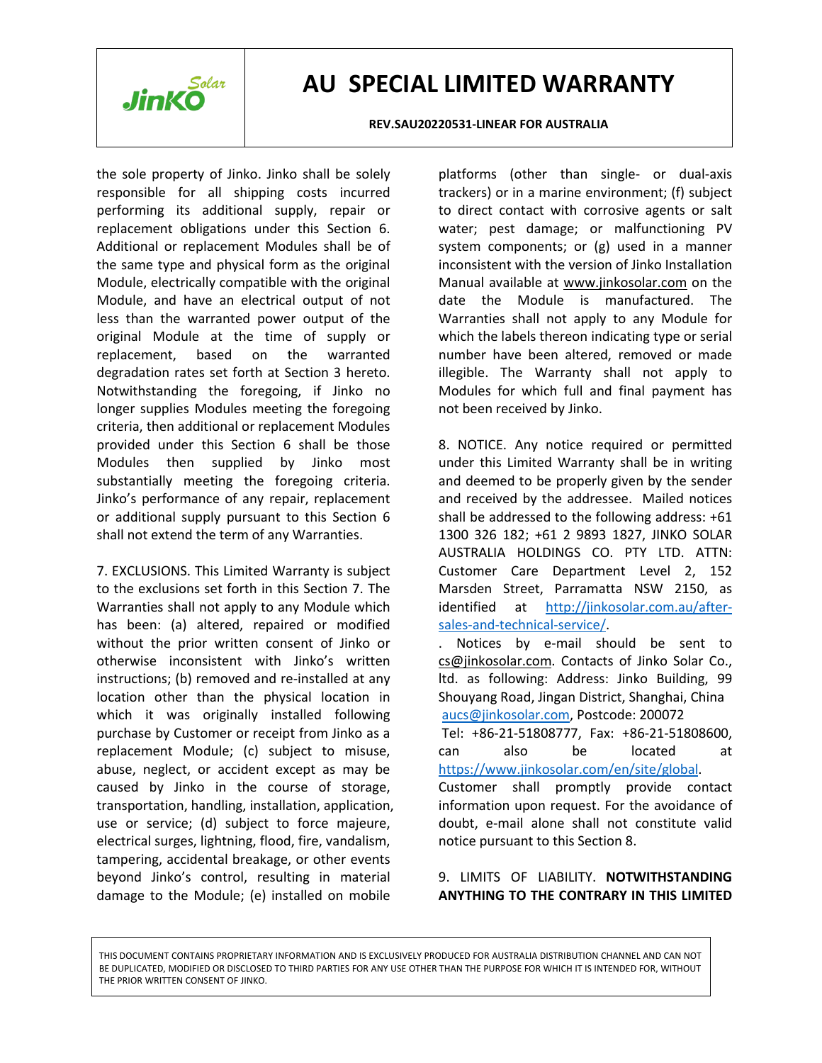the sole property of Jinko. Jinko shall be solely responsible for all shipping costs incurred performing its additional supply, repair or replacement obligations under this Section 6. Additional or replacement Modules shall be of the same type and physical form as the original Module, electrically compatible with the original Module, and have an electrical output of not less than the warranted power output of the original Module at the time of supply or replacement, based on the warranted degradation rates set forth at Section 3 hereto. Notwithstanding the foregoing, if Jinko no longer supplies Modules meeting the foregoing criteria, then additional or replacement Modules provided under this Section 6 shall be those Modules then supplied by Jinko most substantially meeting the foregoing criteria. Jinko's performance of any repair, replacement or additional supply pursuant to this Section 6 shall not extend the term of any Warranties.

7. EXCLUSIONS. This Limited Warranty is subject to the exclusions set forth in this Section 7. The Warranties shall not apply to any Module which has been: (a) altered, repaired or modified without the prior written consent of Jinko or otherwise inconsistent with Jinko's written instructions; (b) removed and re-installed at any location other than the physical location in which it was originally installed following purchase by Customer or receipt from Jinko as a replacement Module; (c) subject to misuse, abuse, neglect, or accident except as may be caused by Jinko in the course of storage, transportation, handling, installation, application, use or service; (d) subject to force majeure, electrical surges, lightning, flood, fire, vandalism, tampering, accidental breakage, or other events beyond Jinko's control, resulting in material damage to the Module; (e) installed on mobile platforms (other than single- or dual-axis trackers) or in a marine environment; (f) subject to direct contact with corrosive agents or salt water; pest damage; or malfunctioning PV system components; or (g) used in a manner inconsistent with the version of Jinko Installation Manual available at www.jinkosolar.com on the date the Module is manufactured. The Warranties shall not apply to any Module for which the labels thereon indicating type or serial number have been altered, removed or made illegible. The Warranty shall not apply to Modules for which full and final payment has not been received by Jinko.

8. NOTICE. Any notice required or permitted under this Limited Warranty shall be in writing and deemed to be properly given by the sender and received by the addressee. Mailed notices shall be addressed to the following address: +61 1300 326 182; +61 2 9893 1827, JINKO SOLAR AUSTRALIA HOLDINGS CO. PTY LTD. ATTN: Customer Care Department Level 2, 152 Marsden Street, Parramatta NSW 2150, as identified at http://jinkosolar.com.au/after-sales-and-technical-service/.

. Notices by e-mail should be sent to cs@jinkosolar.com. Contacts of Jinko Solar Co., ltd. as following: Address: Jinko Building, 99 Shouyang Road, Jingan District, Shanghai, China aucs@jinkosolar.com, Postcode: 200072
Tel: +86-21-51808777, Fax: +86-21-51808600, can also be located at https://www.jinkosolar.com/en/site/global.
Customer shall promptly provide contact information upon request. For the avoidance of doubt, e-mail alone shall not constitute valid notice pursuant to this Section 8.

9. LIMITS OF LIABILITY. **NOTWITHSTANDING ANYTHING TO THE CONTRARY IN THIS LIMITED**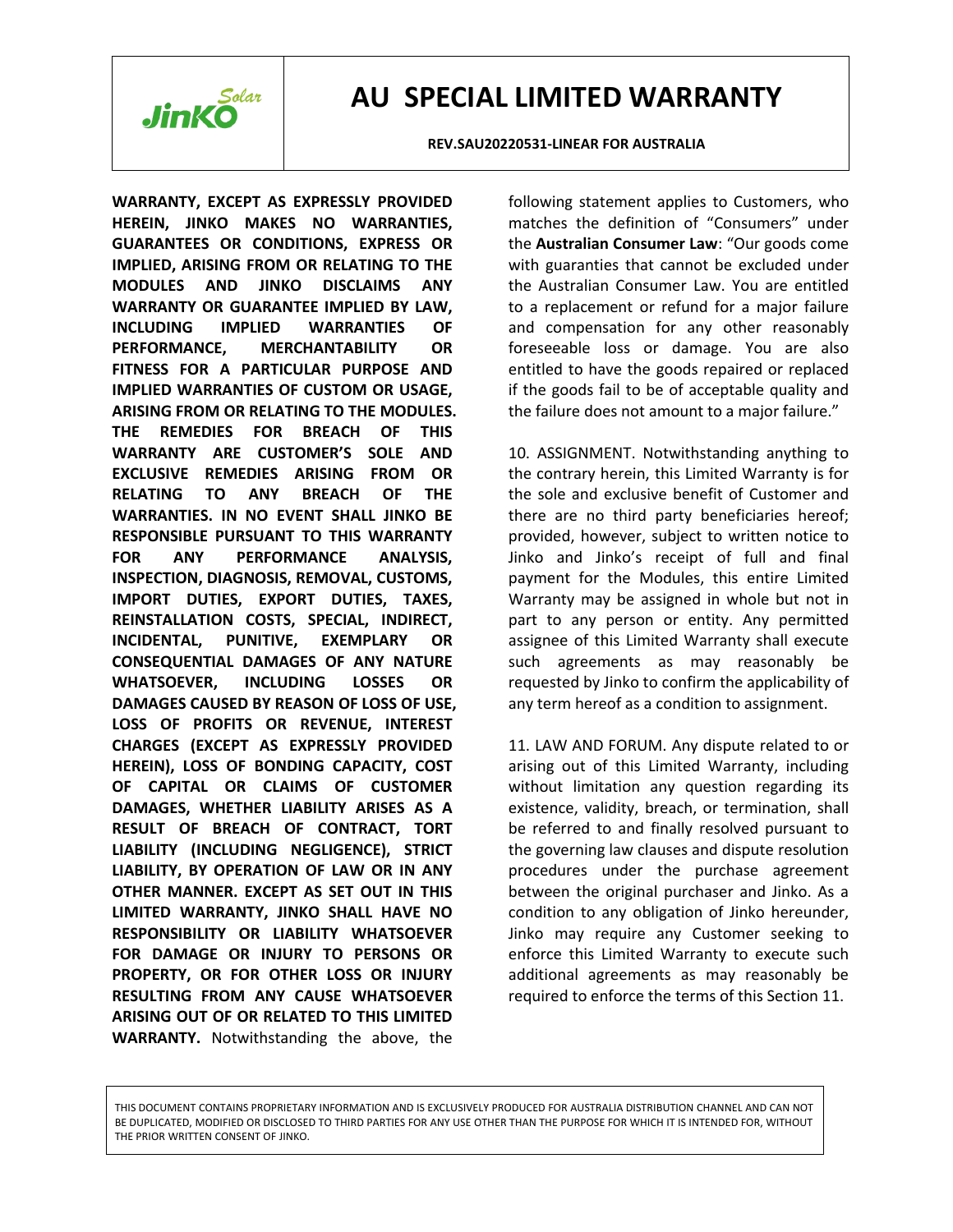WARRANTY, EXCEPT AS EXPRESSLY PROVIDED HEREIN, JINKO MAKES NO WARRANTIES, GUARANTEES OR CONDITIONS, EXPRESS OR IMPLIED, ARISING FROM OR RELATING TO THE MODULES AND JINKO DISCLAIMS ANY WARRANTY OR GUARANTEE IMPLIED BY LAW, INCLUDING IMPLIED WARRANTIES OF PERFORMANCE, MERCHANTABILITY OR FITNESS FOR A PARTICULAR PURPOSE AND IMPLIED WARRANTIES OF CUSTOM OR USAGE, ARISING FROM OR RELATING TO THE MODULES. THE REMEDIES FOR BREACH OF THIS WARRANTY ARE CUSTOMER'S SOLE AND EXCLUSIVE REMEDIES ARISING FROM OR RELATING TO ANY BREACH OF THE WARRANTIES. IN NO EVENT SHALL JINKO BE RESPONSIBLE PURSUANT TO THIS WARRANTY FOR ANY PERFORMANCE ANALYSIS, INSPECTION, DIAGNOSIS, REMOVAL, CUSTOMS, IMPORT DUTIES, EXPORT DUTIES, TAXES, REINSTALLATION COSTS, SPECIAL, INDIRECT, INCIDENTAL, PUNITIVE, EXEMPLARY OR CONSEQUENTIAL DAMAGES OF ANY NATURE WHATSOEVER, INCLUDING LOSSES OR DAMAGES CAUSED BY REASON OF LOSS OF USE, LOSS OF PROFITS OR REVENUE, INTEREST CHARGES (EXCEPT AS EXPRESSLY PROVIDED HEREIN), LOSS OF BONDING CAPACITY, COST OF CAPITAL OR CLAIMS OF CUSTOMER DAMAGES, WHETHER LIABILITY ARISES AS A RESULT OF BREACH OF CONTRACT, TORT LIABILITY (INCLUDING NEGLIGENCE), STRICT LIABILITY, BY OPERATION OF LAW OR IN ANY OTHER MANNER. EXCEPT AS SET OUT IN THIS LIMITED WARRANTY, JINKO SHALL HAVE NO RESPONSIBILITY OR LIABILITY WHATSOEVER FOR DAMAGE OR INJURY TO PERSONS OR PROPERTY, OR FOR OTHER LOSS OR INJURY RESULTING FROM ANY CAUSE WHATSOEVER ARISING OUT OF OR RELATED TO THIS LIMITED WARRANTY.** Notwithstanding the above, the following statement applies to Customers, who matches the definition of "Consumers" under the **Australian Consumer Law**: "Our goods come with guaranties that cannot be excluded under the Australian Consumer Law. You are entitled to a replacement or refund for a major failure and compensation for any other reasonably foreseeable loss or damage. You are also entitled to have the goods repaired or replaced if the goods fail to be of acceptable quality and the failure does not amount to a major failure."

10. ASSIGNMENT. Notwithstanding anything to the contrary herein, this Limited Warranty is for the sole and exclusive benefit of Customer and there are no third party beneficiaries hereof; provided, however, subject to written notice to Jinko and Jinko's receipt of full and final payment for the Modules, this entire Limited Warranty may be assigned in whole but not in part to any person or entity. Any permitted assignee of this Limited Warranty shall execute such agreements as may reasonably be requested by Jinko to confirm the applicability of any term hereof as a condition to assignment.

11. LAW AND FORUM. Any dispute related to or arising out of this Limited Warranty, including without limitation any question regarding its existence, validity, breach, or termination, shall be referred to and finally resolved pursuant to the governing law clauses and dispute resolution procedures under the purchase agreement between the original purchaser and Jinko. As a condition to any obligation of Jinko hereunder, Jinko may require any Customer seeking to enforce this Limited Warranty to execute such additional agreements as may reasonably be required to enforce the terms of this Section 11.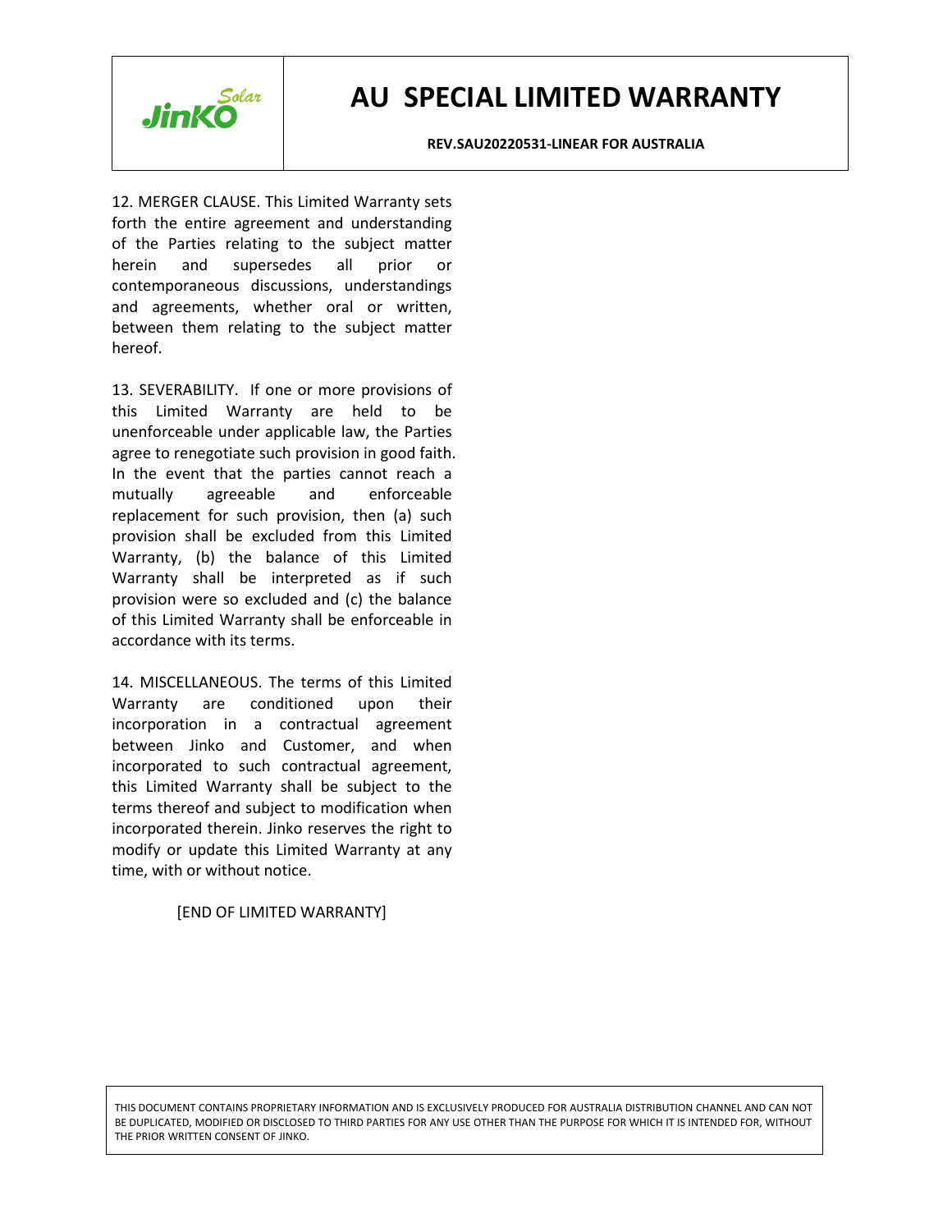12. MERGER CLAUSE. This Limited Warranty sets forth the entire agreement and understanding of the Parties relating to the subject matter herein and supersedes all prior or contemporaneous discussions, understandings and agreements, whether oral or written, between them relating to the subject matter hereof.

13. SEVERABILITY. If one or more provisions of this Limited Warranty are held to be unenforceable under applicable law, the Parties agree to renegotiate such provision in good faith. In the event that the parties cannot reach a mutually agreeable and enforceable replacement for such provision, then (a) such provision shall be excluded from this Limited Warranty, (b) the balance of this Limited Warranty shall be interpreted as if such provision were so excluded and (c) the balance of this Limited Warranty shall be enforceable in accordance with its terms.

14. MISCELLANEOUS. The terms of this Limited Warranty are conditioned upon their incorporation in a contractual agreement between Jinko and Customer, and when incorporated to such contractual agreement, this Limited Warranty shall be subject to the terms thereof and subject to modification when incorporated therein. Jinko reserves the right to modify or update this Limited Warranty at any time, with or without notice.

[END OF LIMITED WARRANTY]